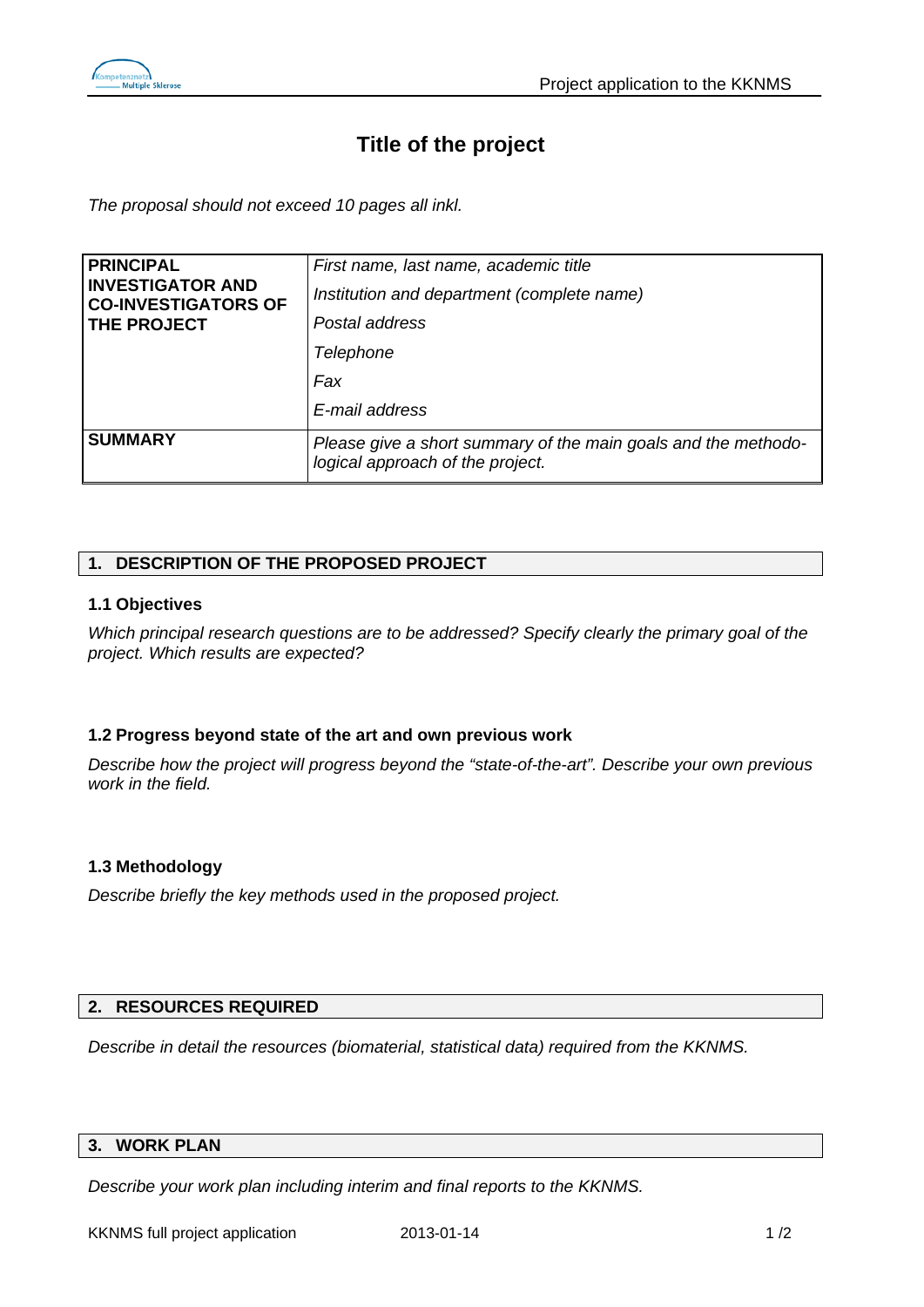# Title of the project

*The proposal should not exceed 10 pages all inkl.*

| **PRINCIPAL INVESTIGATOR AND CO-INVESTIGATORS OF THE PROJECT** | *First name, last name, academic title*<br>*Institution and department (complete name)*<br>*Postal address*<br>*Telephone*<br>*Fax*<br>*E-mail address* |
|---|---|
| **SUMMARY** | *Please give a short summary of the main goals and the methodological approach of the project.* |

## 1. DESCRIPTION OF THE PROPOSED PROJECT

### 1.1 Objectives

*Which principal research questions are to be addressed? Specify clearly the primary goal of the project. Which results are expected?*

### 1.2 Progress beyond state of the art and own previous work

*Describe how the project will progress beyond the “state-of-the-art”. Describe your own previous work in the field.*

### 1.3 Methodology

*Describe briefly the key methods used in the proposed project.*

## 2. RESOURCES REQUIRED

*Describe in detail the resources (biomaterial, statistical data) required from the KKNMS.*

## 3. WORK PLAN

*Describe your work plan including interim and final reports to the KKNMS.*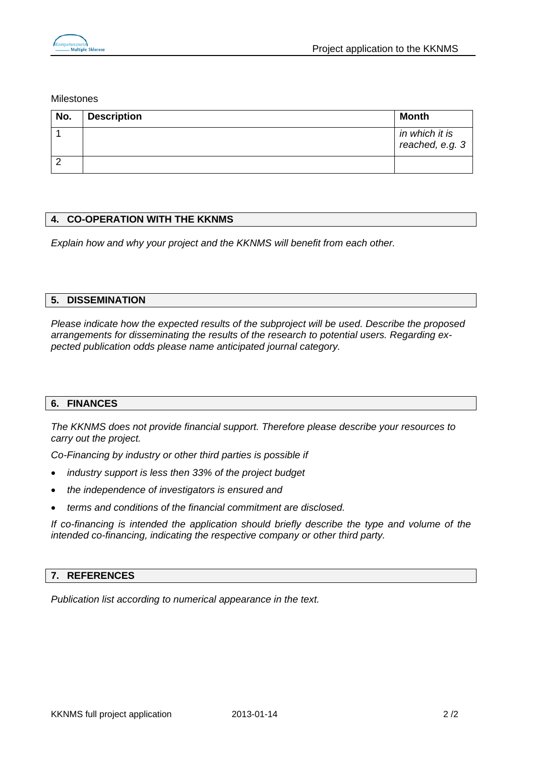Milestones

| No. | Description | Month |
|---|---|---|
| 1 | | *in which it is reached, e.g. 3* |
| 2 | | |

## 4. CO-OPERATION WITH THE KKNMS

*Explain how and why your project and the KKNMS will benefit from each other.*

## 5. DISSEMINATION

*Please indicate how the expected results of the subproject will be used. Describe the proposed arrangements for disseminating the results of the research to potential users. Regarding expected publication odds please name anticipated journal category.*

## 6. FINANCES

*The KKNMS does not provide financial support. Therefore please describe your resources to carry out the project.*

*Co-Financing by industry or other third parties is possible if*

- *industry support is less then 33% of the project budget*
- *the independence of investigators is ensured and*
- *terms and conditions of the financial commitment are disclosed.*

*If co-financing is intended the application should briefly describe the type and volume of the intended co-financing, indicating the respective company or other third party.*

## 7. REFERENCES

*Publication list according to numerical appearance in the text.*